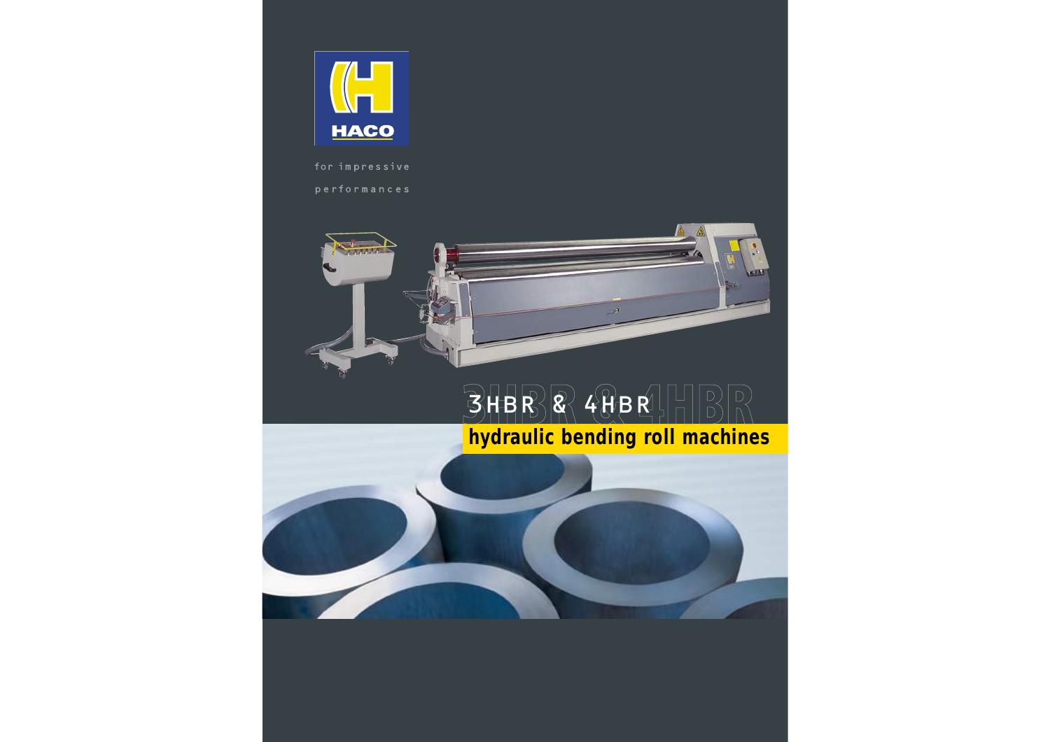HACO

for impressive performances

# 3HBR & 4HBR

## hydraulic bending roll machines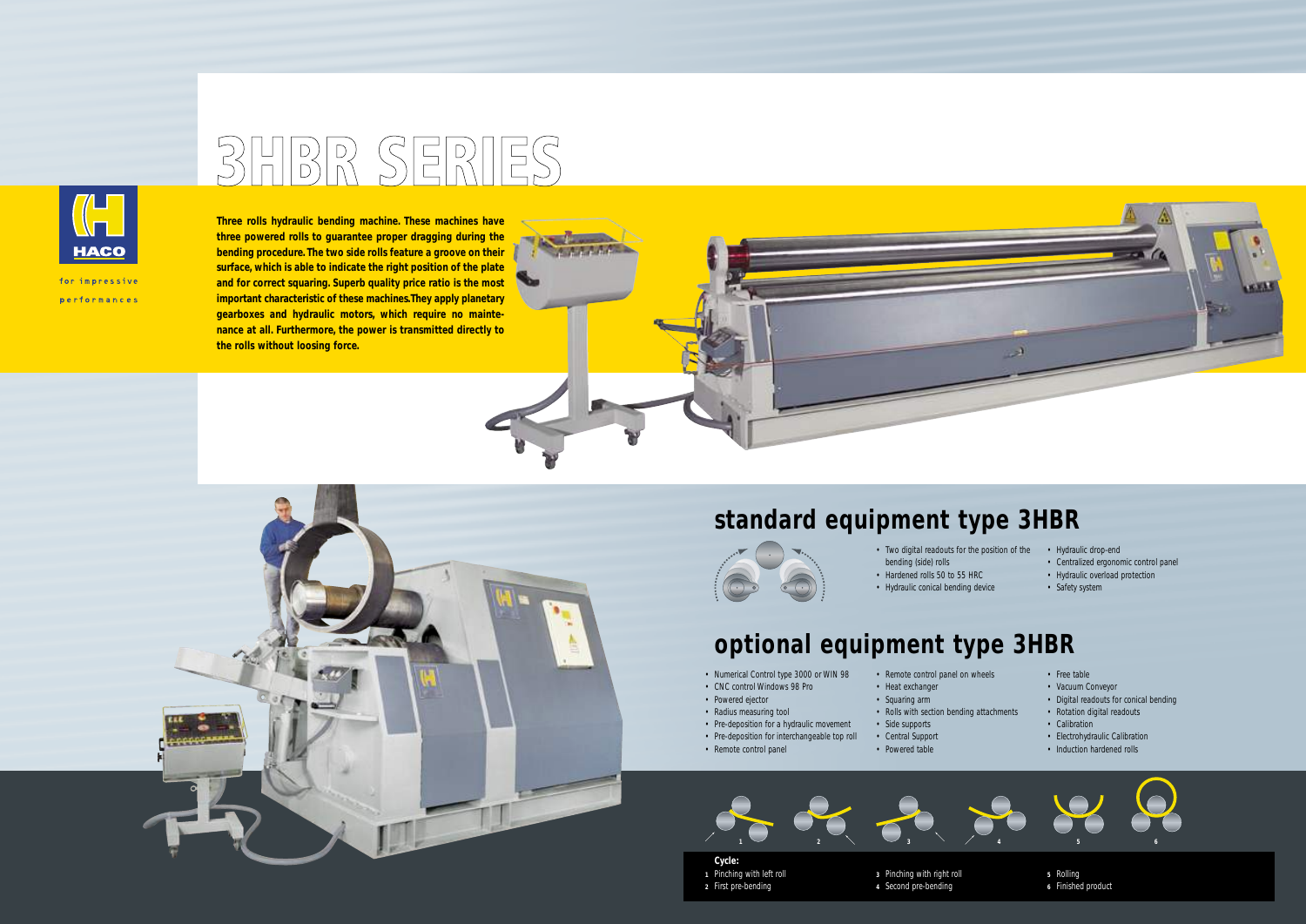# 3HBR SERIES

HACO

for impressive performances

**Three rolls hydraulic bending machine. These machines have three powered rolls to guarantee proper dragging during the bending procedure. The two side rolls feature a groove on their surface, which is able to indicate the right position of the plate and for correct squaring. Superb quality price ratio is the most important characteristic of these machines.They apply planetary gearboxes and hydraulic motors, which require no maintenance at all. Furthermore, the power is transmitted directly to the rolls without loosing force.**

## standard equipment type 3HBR

- Two digital readouts for the position of the bending (side) rolls
- Hardened rolls 50 to 55 HRC
- Hydraulic conical bending device
- Hydraulic drop-end
- Centralized ergonomic control panel
- Hydraulic overload protection
- Safety system

## optional equipment type 3HBR

- Numerical Control type 3000 or WIN 98
- CNC control Windows 98 Pro
- Powered ejector
- Radius measuring tool
- Pre-deposition for a hydraulic movement
- Pre-deposition for interchangeable top roll
- Remote control panel
- Remote control panel on wheels
- Heat exchanger
- Squaring arm
- Rolls with section bending attachments
- Side supports
- Central Support
- Powered table
- Free table
- Vacuum Conveyor
- Digital readouts for conical bending
- Rotation digital readouts
- Calibration
- Electrohydraulic Calibration
- Induction hardened rolls

**Cycle:**

1. Pinching with left roll
2. First pre-bending
3. Pinching with right roll
4. Second pre-bending
5. Rolling
6. Finished product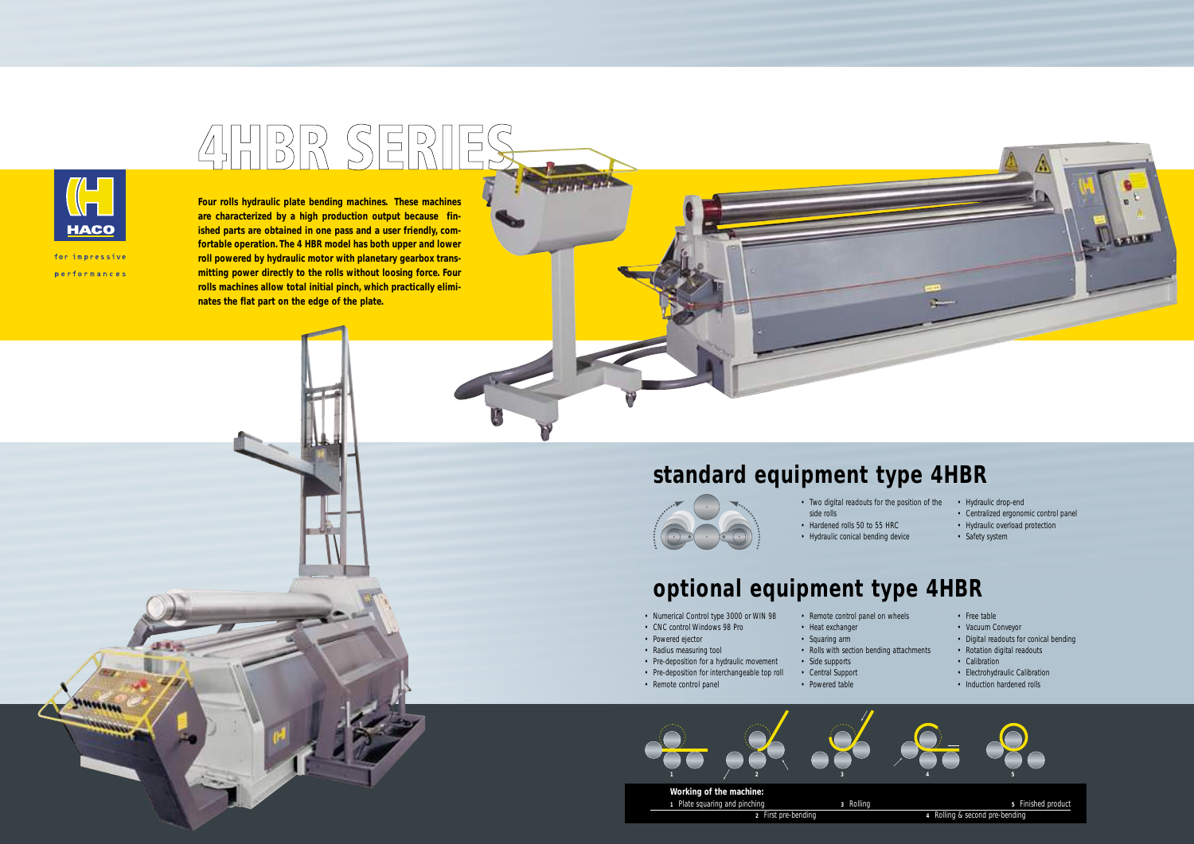# 4HBR SERIES

HACO

for impressive performances

**Four rolls hydraulic plate bending machines. These machines are characterized by a high production output because finished parts are obtained in one pass and a user friendly, comfortable operation. The 4 HBR model has both upper and lower roll powered by hydraulic motor with planetary gearbox transmitting power directly to the rolls without loosing force. Four rolls machines allow total initial pinch, which practically eliminates the flat part on the edge of the plate.**

## standard equipment type 4HBR

- Two digital readouts for the position of the side rolls
- Hardened rolls 50 to 55 HRC
- Hydraulic conical bending device
- Hydraulic drop-end
- Centralized ergonomic control panel
- Hydraulic overload protection
- Safety system

## optional equipment type 4HBR

- Numerical Control type 3000 or WIN 98
- CNC control Windows 98 Pro
- Powered ejector
- Radius measuring tool
- Pre-deposition for a hydraulic movement
- Pre-deposition for interchangeable top roll
- Remote control panel
- Remote control panel on wheels
- Heat exchanger
- Squaring arm
- Rolls with section bending attachments
- Side supports
- Central Support
- Powered table
- Free table
- Vacuum Conveyor
- Digital readouts for conical bending
- Rotation digital readouts
- Calibration
- Electrohydraulic Calibration
- Induction hardened rolls

**Working of the machine:**

1 Plate squaring and pinching
2 First pre-bending
3 Rolling
4 Rolling & second pre-bending
5 Finished product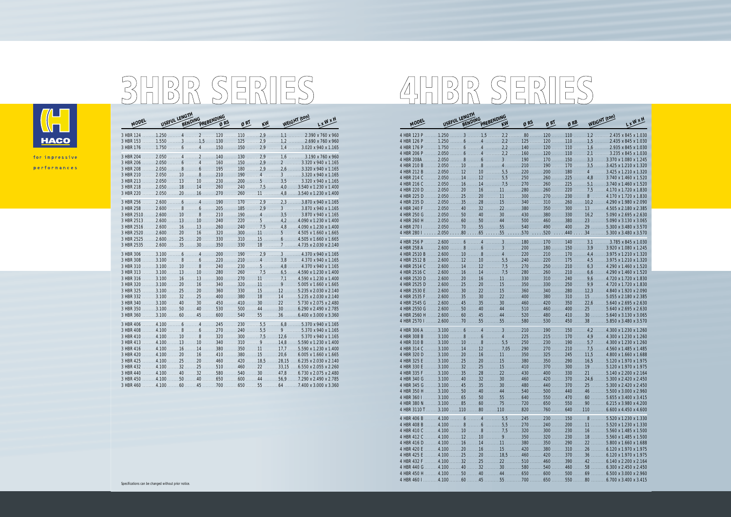HACO

for impressive performances

# 3HBR SERIES

| MODEL | USEFUL LENGTH | BENDING | PREBENDING | Ø RS | Ø RT | KW | WEIGHT (ton) | L x W x H |
|---|---|---|---|---|---|---|---|---|
| 3 HBR 124 | 1.250 | 4 | 2 | 120 | 110 | 2,9 | 1,1 | 2.390 x 760 x 960 |
| 3 HBR 153 | 1.550 | 3 | 1,5 | 130 | 125 | 2,9 | 1,2 | 2.690 x 760 x 960 |
| 3 HBR 176 | 1.750 | 6 | 4 | 150 | 150 | 2,9 | 1,4 | 3.020 x 940 x 1.165 |
| 3 HBR 204 | 2.050 | 4 | 2 | 140 | 130 | 2,9 | 1,6 | 3.190 x 760 x 960 |
| 3 HBR 206 | 2.050 | 6 | 4 | 160 | 150 | 2,9 | 2 | 3.320 x 940 x 1.165 |
| 3 HBR 208 | 2.050 | 8 | 6 | 195 | 180 | 2,9 | 2,6 | 3.320 x 940 x 1.165 |
| 3 HBR 210 | 2.050 | 10 | 8 | 210 | 190 | 4 | 3 | 3.320 x 940 x 1.165 |
| 3 HBR 213 | 2.050 | 13 | 10 | 230 | 200 | 5 | 3,5 | 3.320 x 940 x 1.165 |
| 3 HBR 218 | 2.050 | 18 | 14 | 260 | 240 | 7,5 | 4,0 | 3.540 x 1.230 x 1.400 |
| 3 HBR 220 | 2.050 | 20 | 16 | 270 | 260 | 11 | 4,8 | 3.540 x 1.230 x 1.400 |
| 3 HBR 256 | 2.600 | 6 | 4 | 190 | 170 | 2,9 | 2,3 | 3.870 x 940 x 1.165 |
| 3 HBR 258 | 2.600 | 8 | 6 | 205 | 185 | 2,9 | 3 | 3.870 x 940 x 1.165 |
| 3 HBR 2510 | 2.600 | 10 | 8 | 210 | 190 | 4 | 3,5 | 3.870 x 940 x 1.165 |
| 3 HBR 2513 | 2.600 | 13 | 10 | 240 | 220 | 5 | 4,2 | 4.090 x 1.230 x 1.400 |
| 3 HBR 2516 | 2.600 | 16 | 13 | 260 | 240 | 7,5 | 4,8 | 4.090 x 1.230 x 1.400 |
| 3 HBR 2520 | 2.600 | 20 | 16 | 320 | 300 | 11 | 5 | 4.505 x 1.660 x 1.665 |
| 3 HBR 2525 | 2.600 | 25 | 20 | 330 | 310 | 15 | 6 | 4.505 x 1.660 x 1.665 |
| 3 HBR 2535 | 2.600 | 35 | 30 | 350 | 330 | 18 | 7 | 4.735 x 2.030 x 2.140 |
| 3 HBR 306 | 3.100 | 6 | 4 | 200 | 190 | 2,9 | 3 | 4.370 x 940 x 1.165 |
| 3 HBR 308 | 3.100 | 8 | 6 | 220 | 210 | 4 | 3,8 | 4.370 x 940 x 1.165 |
| 3 HBR 310 | 3.100 | 10 | 8 | 240 | 230 | 5 | 4,8 | 4.370 x 940 x 1.165 |
| 3 HBR 313 | 3.100 | 13 | 10 | 280 | 260 | 7,5 | 6,5 | 4.590 x 1.230 x 1.400 |
| 3 HBR 316 | 3.100 | 16 | 13 | 300 | 270 | 11 | 7,1 | 4.590 x 1.230 x 1.400 |
| 3 HBR 320 | 3.100 | 20 | 16 | 340 | 320 | 11 | 9 | 5.005 x 1.660 x 1.665 |
| 3 HBR 325 | 3.100 | 25 | 20 | 360 | 330 | 15 | 12 | 5.235 x 2.030 x 2.140 |
| 3 HBR 332 | 3.100 | 32 | 25 | 400 | 380 | 18 | 14 | 5.235 x 2.030 x 2.140 |
| 3 HBR 340 | 3.100 | 40 | 30 | 450 | 410 | 30 | 22 | 5.730 x 2.075 x 2.480 |
| 3 HBR 350 | 3.100 | 50 | 40 | 530 | 500 | 44 | 30 | 6.290 x 2.490 x 2.785 |
| 3 HBR 360 | 3.100 | 60 | 45 | 600 | 540 | 55 | 36 | 6.400 x 3.000 x 3.360 |
| 3 HBR 406 | 4.100 | 6 | 4 | 245 | 230 | 5,5 | 6,8 | 5.370 x 940 x 1.165 |
| 3 HBR 408 | 4.100 | 8 | 6 | 270 | 240 | 5,5 | 9 | 5.370 x 940 x 1.165 |
| 3 HBR 410 | 4.100 | 10 | 8 | 320 | 300 | 7,5 | 12,6 | 5.370 x 940 x 1.165 |
| 3 HBR 413 | 4.100 | 13 | 10 | 340 | 310 | 9 | 14,8 | 5.590 x 1.230 x 1.400 |
| 3 HBR 416 | 4.100 | 16 | 14 | 380 | 350 | 11 | 17,7 | 5.590 x 1.230 x 1.400 |
| 3 HBR 420 | 4.100 | 20 | 16 | 410 | 380 | 15 | 20,6 | 6.005 x 1.660 x 1.665 |
| 3 HBR 425 | 4.100 | 25 | 20 | 460 | 420 | 18,5 | 28,15 | 6.235 x 2.030 x 2.140 |
| 3 HBR 432 | 4.100 | 32 | 25 | 510 | 460 | 22 | 33,15 | 6.550 x 2.055 x 2.260 |
| 3 HBR 440 | 4.100 | 40 | 32 | 580 | 540 | 30 | 47,8 | 6.730 x 2.075 x 2.480 |
| 3 HBR 450 | 4.100 | 50 | 40 | 650 | 600 | 44 | 56,9 | 7.290 x 2.490 x 2.785 |
| 3 HBR 460 | 4.100 | 60 | 45 | 700 | 650 | 55 | 64 | 7.400 x 3.000 x 3.360 |

# 4HBR SERIES

| MODEL | USEFUL LENGTH | BENDING | PREBENDING | KW | Ø RS | Ø RT | Ø RB | WEIGHT (ton) | L x W x H |
|---|---|---|---|---|---|---|---|---|---|
| 4 HBR 123 P | 1.250 | 3 | 1,5 | 2,2 | 80 | 120 | 110 | 1,2 | 2.435 x 845 x 1.030 |
| 4 HBR 126 P | 1.250 | 6 | 4 | 2,2 | 125 | 120 | 110 | 1,5 | 2.435 x 845 x 1.030 |
| 4 HBR 176 P | 1.750 | 6 | 4 | 2,2 | 140 | 120 | 110 | 1,6 | 2.935 x 845 x 1.030 |
| 4 HBR 206 P | 2.050 | 6 | 4 | 2,2 | 160 | 120 | 110 | 2,1 | 3.235 x 845 x 1.030 |
| 4 HBR 208A | 2.050 | 8 | 6 | 3 | 190 | 170 | 150 | 3,3 | 3.370 x 1.080 x 1.245 |
| 4 HBR 210 B | 2.050 | 10 | 8 | 4 | 210 | 190 | 170 | 3,5 | 3.425 x 1.210 x 1.320 |
| 4 HBR 212 B | 2.050 | 12 | 10 | 5,5 | 220 | 200 | 180 | 4 | 3.425 x 1.210 x 1.320 |
| 4 HBR 214 C | 2.050 | 14 | 12 | 5,5 | 250 | 260 | 225 | 4,8 | 3.740 x 1.460 x 1.520 |
| 4 HBR 216 C | 2.050 | 16 | 14 | 7,5 | 270 | 260 | 225 | 5,1 | 3.740 x 1.460 x 1.520 |
| 4 HBR 220 D | 2.050 | 20 | 16 | 11 | 280 | 260 | 220 | 7,5 | 4.170 x 1.720 x 1.830 |
| 4 HBR 225 D | 2.050 | 25 | 20 | 11 | 300 | 270 | 230 | 8 | 4.170 x 1.720 x 1.830 |
| 4 HBR 235 D | 2.050 | 35 | 28 | 15 | 340 | 310 | 260 | 10,2 | 4.290 x 1.980 x 2.090 |
| 4 HBR 240 F | 2.050 | 40 | 32 | 22 | 380 | 350 | 300 | 13 | 4.505 x 2.180 x 2.385 |
| 4 HBR 250 G | 2.050 | 50 | 40 | 30 | 430 | 380 | 330 | 16,2 | 5.090 x 2.695 x 2.630 |
| 4 HBR 260 H | 2.050 | 60 | 50 | 44 | 500 | 460 | 380 | 23 | 5.090 x 3.130 x 3.065 |
| 4 HBR 270 I | 2.050 | 70 | 55 | 55 | 540 | 490 | 400 | 29 | 5.300 x 3.480 x 3.570 |
| 4 HBR 280 I | 2.050 | 80 | 65 | 55 | 570 | 520 | 440 | 34 | 5.300 x 3.480 x 3.570 |
| 4 HBR 256 P | 2.600 | 6 | 4 | 3 | 180 | 170 | 140 | 3,1 | 3.785 x 845 x 1.030 |
| 4 HBR 258 A | 2.600 | 8 | 6 | 3 | 200 | 180 | 150 | 3,9 | 3.920 x 1.080 x 1.245 |
| 4 HBR 2510 B | 2.600 | 10 | 8 | 4 | 220 | 210 | 170 | 4,4 | 3.975 x 1.210 x 1.320 |
| 4 HBR 2512 B | 2.600 | 12 | 10 | 5,5 | 240 | 220 | 175 | 4,5 | 3.975 x 1.210 x 1.320 |
| 4 HBR 2514 C | 2.600 | 14 | 12 | 7,5 | 270 | 250 | 210 | 6,3 | 4.290 x 1.460 x 1.520 |
| 4 HBR 2516 C | 2.600 | 16 | 14 | 7,5 | 280 | 260 | 210 | 6,6 | 4.290 x 1.460 x 1.520 |
| 4 HBR 2520 D | 2.600 | 20 | 16 | 11 | 330 | 310 | 240 | 9,6 | 4.720 x 1.720 x 1.830 |
| 4 HBR 2525 D | 2.600 | 25 | 20 | 15 | 350 | 330 | 250 | 9,9 | 4.720 x 1.720 x 1.830 |
| 4 HBR 2530 E | 2.600 | 30 | 22 | 15 | 360 | 340 | 280 | 12,3 | 4.840 x 1.920 x 2.090 |
| 4 HBR 2535 F | 2.600 | 35 | 30 | 22 | 400 | 380 | 310 | 15 | 5.055 x 2.180 x 2.385 |
| 4 HBR 2545 G | 2.600 | 45 | 35 | 30 | 460 | 420 | 350 | 22,6 | 5.640 x 2.695 x 2.630 |
| 4 HBR 2550 G | 2.600 | 50 | 40 | 44 | 510 | 460 | 400 | 25 | 5.640 x 2.695 x 2.630 |
| 4 HBR 2560 H | 2.600 | 60 | 45 | 44 | 520 | 480 | 410 | 30 | 5.640 x 3.130 x 3.065 |
| 4 HBR 2570 I | 2.600 | 70 | 55 | 55 | 580 | 530 | 450 | 38 | 5.850 x 3.480 x 3.570 |
| 4 HBR 306 A | 3.100 | 6 | 4 | 3 | 210 | 190 | 150 | 4,2 | 4.300 x 1.230 x 1.260 |
| 4 HBR 308 B | 3.100 | 8 | 6 | 4 | 225 | 215 | 170 | 4,9 | 4.300 x 1.230 x 1.260 |
| 4 HBR 310 B | 3.100 | 10 | 8 | 5,5 | 250 | 230 | 190 | 5,7 | 4.300 x 1.230 x 1.260 |
| 4 HBR 314 C | 3.100 | 14 | 12 | 7,05 | 290 | 270 | 210 | 7,5 | 4.560 x 1.485 x 1.485 |
| 4 HBR 320 D | 3.100 | 20 | 16 | 11 | 350 | 325 | 245 | 11,5 | 4.800 x 1.660 x 1.688 |
| 4 HBR 325 E | 3.100 | 25 | 20 | 15 | 380 | 350 | 290 | 16,5 | 5.120 x 1.970 x 1.975 |
| 4 HBR 330 E | 3.100 | 32 | 25 | 15 | 410 | 370 | 300 | 19 | 5.120 x 1.970 x 1.975 |
| 4 HBR 335 F | 3.100 | 35 | 28 | 22 | 430 | 400 | 330 | 21 | 5.140 x 2.200 x 2.164 |
| 4 HBR 340 G | 3.100 | 40 | 32 | 30 | 460 | 420 | 370 | 24,6 | 5.300 x 2.420 x 2.450 |
| 4 HBR 345 G | 3.100 | 45 | 35 | 30 | 480 | 440 | 370 | 25 | 5.300 x 2.420 x 2.450 |
| 4 HBR 350 H | 3.100 | 50 | 40 | 44 | 540 | 500 | 440 | 46 | 5.500 x 3.000 x 2.960 |
| 4 HBR 360 I | 3.100 | 65 | 50 | 55 | 640 | 550 | 470 | 60 | 5.655 x 3.450 x 3.415 |
| 4 HBR 380 N | 3.100 | 85 | 60 | 75 | 720 | 650 | 550 | 90 | 6.215 x 3.980 x 4.200 |
| 4 HBR 3110 T | 3.100 | 110 | 80 | 110 | 820 | 760 | 640 | 110 | 6.600 x 4.450 x 4.600 |
| 4 HBR 406 B | 4.100 | 6 | 4 | 5,5 | 245 | 230 | 150 | 8 | 5.520 x 1.230 x 1.330 |
| 4 HBR 408 B | 4.100 | 8 | 6 | 5,5 | 270 | 240 | 200 | 11 | 5.520 x 1.230 x 1.330 |
| 4 HBR 410 C | 4.100 | 10 | 8 | 7,5 | 320 | 300 | 230 | 16 | 5.560 x 1.485 x 1.500 |
| 4 HBR 412 C | 4.100 | 12 | 10 | 9 | 350 | 320 | 230 | 18 | 5.560 x 1.485 x 1.500 |
| 4 HBR 416 D | 4.100 | 16 | 14 | 11 | 380 | 350 | 290 | 22 | 5.800 x 1.660 x 1.688 |
| 4 HBR 420 E | 4.100 | 20 | 16 | 15 | 420 | 380 | 310 | 26 | 6.120 x 1.970 x 1.975 |
| 4 HBR 425 E | 4.100 | 25 | 20 | 18,5 | 460 | 420 | 370 | 36 | 6.120 x 1.970 x 1.975 |
| 4 HBR 432 F | 4.100 | 32 | 25 | 22 | 510 | 460 | 390 | 42 | 6.140 x 2.200 x 2.164 |
| 4 HBR 440 G | 4.100 | 40 | 32 | 30 | 580 | 540 | 460 | 58 | 6.300 x 2.450 x 2.450 |
| 4 HBR 450 H | 4.100 | 50 | 40 | 44 | 650 | 600 | 500 | 69 | 6.500 x 3.000 x 2.960 |
| 4 HBR 460 I | 4.100 | 60 | 45 | 55 | 700 | 650 | 550 | 80 | 6.700 x 3.400 x 3.415 |

Specifications can be changed without prior notice.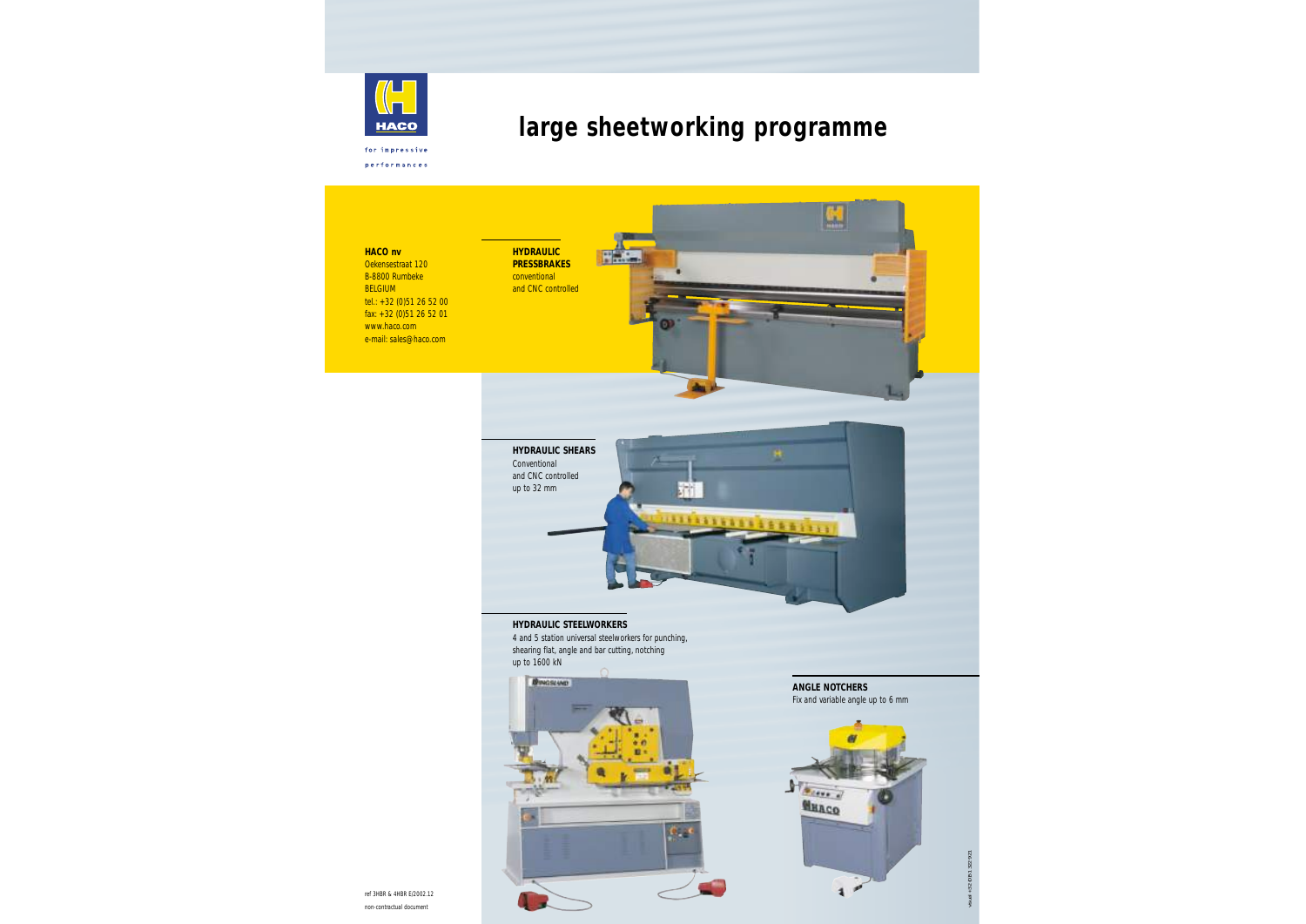HACO

for impressive performances

# large sheetworking programme

**HACO nv**
Oekensestraat 120
B-8800 Rumbeke
BELGIUM
tel.: +32 (0)51 26 52 00
fax: +32 (0)51 26 52 01
www.haco.com
e-mail: sales@haco.com

**HYDRAULIC PRESSBRAKES**
conventional
and CNC controlled

**HYDRAULIC SHEARS**
Conventional
and CNC controlled
up to 32 mm

**HYDRAULIC STEELWORKERS**
4 and 5 station universal steelworkers for punching,
shearing flat, angle and bar cutting, notching
up to 1600 kN

**ANGLE NOTCHERS**
Fix and variable angle up to 6 mm

ref 3HBR & 4HBR E/2002.12
non-contractual document

visual +32 (0)51 322 921